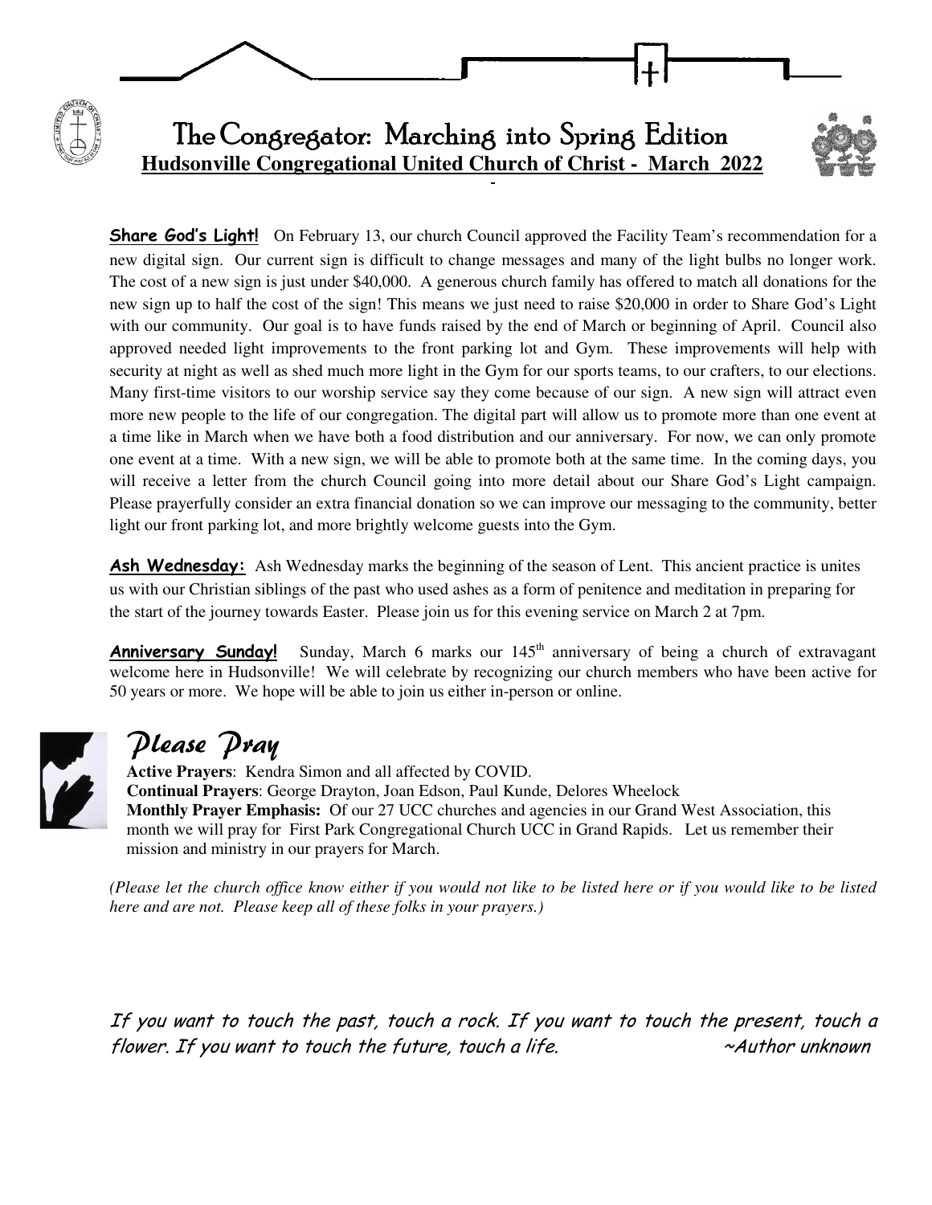# The Congregator: Marching into Spring Edition

**Hudsonville Congregational United Church of Christ - March 2022**

**Share God's Light!** On February 13, our church Council approved the Facility Team's recommendation for a new digital sign. Our current sign is difficult to change messages and many of the light bulbs no longer work. The cost of a new sign is just under $40,000. A generous church family has offered to match all donations for the new sign up to half the cost of the sign! This means we just need to raise $20,000 in order to Share God's Light with our community. Our goal is to have funds raised by the end of March or beginning of April. Council also approved needed light improvements to the front parking lot and Gym. These improvements will help with security at night as well as shed much more light in the Gym for our sports teams, to our crafters, to our elections. Many first-time visitors to our worship service say they come because of our sign. A new sign will attract even more new people to the life of our congregation. The digital part will allow us to promote more than one event at a time like in March when we have both a food distribution and our anniversary. For now, we can only promote one event at a time. With a new sign, we will be able to promote both at the same time. In the coming days, you will receive a letter from the church Council going into more detail about our Share God's Light campaign. Please prayerfully consider an extra financial donation so we can improve our messaging to the community, better light our front parking lot, and more brightly welcome guests into the Gym.

**Ash Wednesday:** Ash Wednesday marks the beginning of the season of Lent. This ancient practice is unites us with our Christian siblings of the past who used ashes as a form of penitence and meditation in preparing for the start of the journey towards Easter. Please join us for this evening service on March 2 at 7pm.

**Anniversary Sunday!** Sunday, March 6 marks our 145th anniversary of being a church of extravagant welcome here in Hudsonville! We will celebrate by recognizing our church members who have been active for 50 years or more. We hope will be able to join us either in-person or online.

## *Please Pray*

**Active Prayers**: Kendra Simon and all affected by COVID.
**Continual Prayers**: George Drayton, Joan Edson, Paul Kunde, Delores Wheelock
**Monthly Prayer Emphasis:** Of our 27 UCC churches and agencies in our Grand West Association, this month we will pray for First Park Congregational Church UCC in Grand Rapids. Let us remember their mission and ministry in our prayers for March.

*(Please let the church office know either if you would not like to be listed here or if you would like to be listed here and are not. Please keep all of these folks in your prayers.)*

*If you want to touch the past, touch a rock. If you want to touch the present, touch a flower. If you want to touch the future, touch a life.* ~Author unknown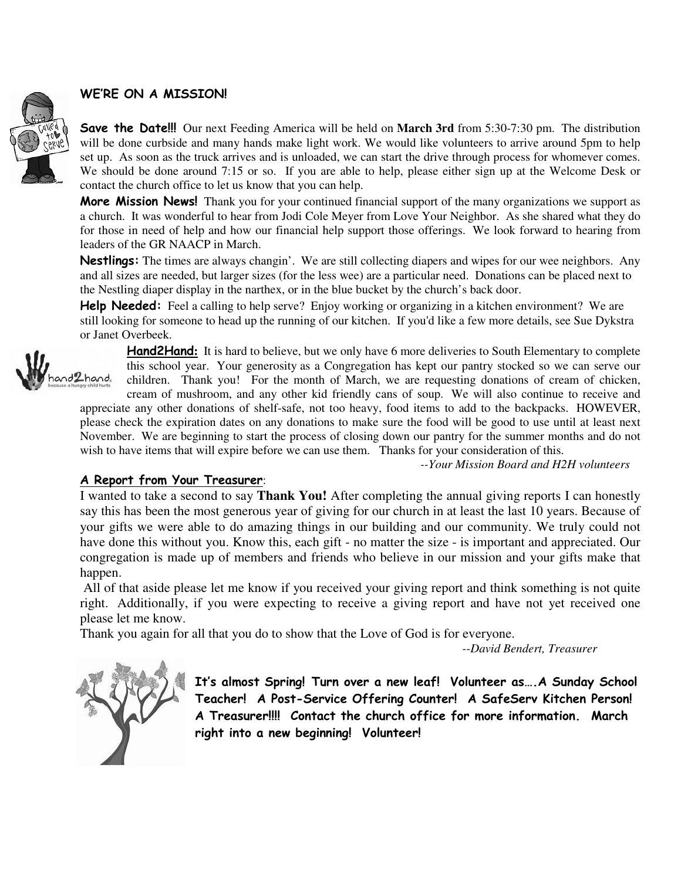## WE'RE ON A MISSION!

**Save the Date!!!** Our next Feeding America will be held on **March 3rd** from 5:30-7:30 pm. The distribution will be done curbside and many hands make light work. We would like volunteers to arrive around 5pm to help set up. As soon as the truck arrives and is unloaded, we can start the drive through process for whomever comes. We should be done around 7:15 or so. If you are able to help, please either sign up at the Welcome Desk or contact the church office to let us know that you can help.

**More Mission News!** Thank you for your continued financial support of the many organizations we support as a church. It was wonderful to hear from Jodi Cole Meyer from Love Your Neighbor. As she shared what they do for those in need of help and how our financial help support those offerings. We look forward to hearing from leaders of the GR NAACP in March.

**Nestlings:** The times are always changin'. We are still collecting diapers and wipes for our wee neighbors. Any and all sizes are needed, but larger sizes (for the less wee) are a particular need. Donations can be placed next to the Nestling diaper display in the narthex, or in the blue bucket by the church's back door.

**Help Needed:** Feel a calling to help serve? Enjoy working or organizing in a kitchen environment? We are still looking for someone to head up the running of our kitchen. If you'd like a few more details, see Sue Dykstra or Janet Overbeek.

**Hand2Hand:** It is hard to believe, but we only have 6 more deliveries to South Elementary to complete this school year. Your generosity as a Congregation has kept our pantry stocked so we can serve our children. Thank you! For the month of March, we are requesting donations of cream of chicken, cream of mushroom, and any other kid friendly cans of soup. We will also continue to receive and appreciate any other donations of shelf-safe, not too heavy, food items to add to the backpacks. HOWEVER, please check the expiration dates on any donations to make sure the food will be good to use until at least next November. We are beginning to start the process of closing down our pantry for the summer months and do not wish to have items that will expire before we can use them. Thanks for your consideration of this.

*--Your Mission Board and H2H volunteers*

## A Report from Your Treasurer:

I wanted to take a second to say **Thank You!** After completing the annual giving reports I can honestly say this has been the most generous year of giving for our church in at least the last 10 years. Because of your gifts we were able to do amazing things in our building and our community. We truly could not have done this without you. Know this, each gift - no matter the size - is important and appreciated. Our congregation is made up of members and friends who believe in our mission and your gifts make that happen.

All of that aside please let me know if you received your giving report and think something is not quite right. Additionally, if you were expecting to receive a giving report and have not yet received one please let me know.

Thank you again for all that you do to show that the Love of God is for everyone.

*--David Bendert, Treasurer*

**It's almost Spring! Turn over a new leaf! Volunteer as….A Sunday School Teacher! A Post-Service Offering Counter! A SafeServ Kitchen Person! A Treasurer!!!! Contact the church office for more information. March right into a new beginning! Volunteer!**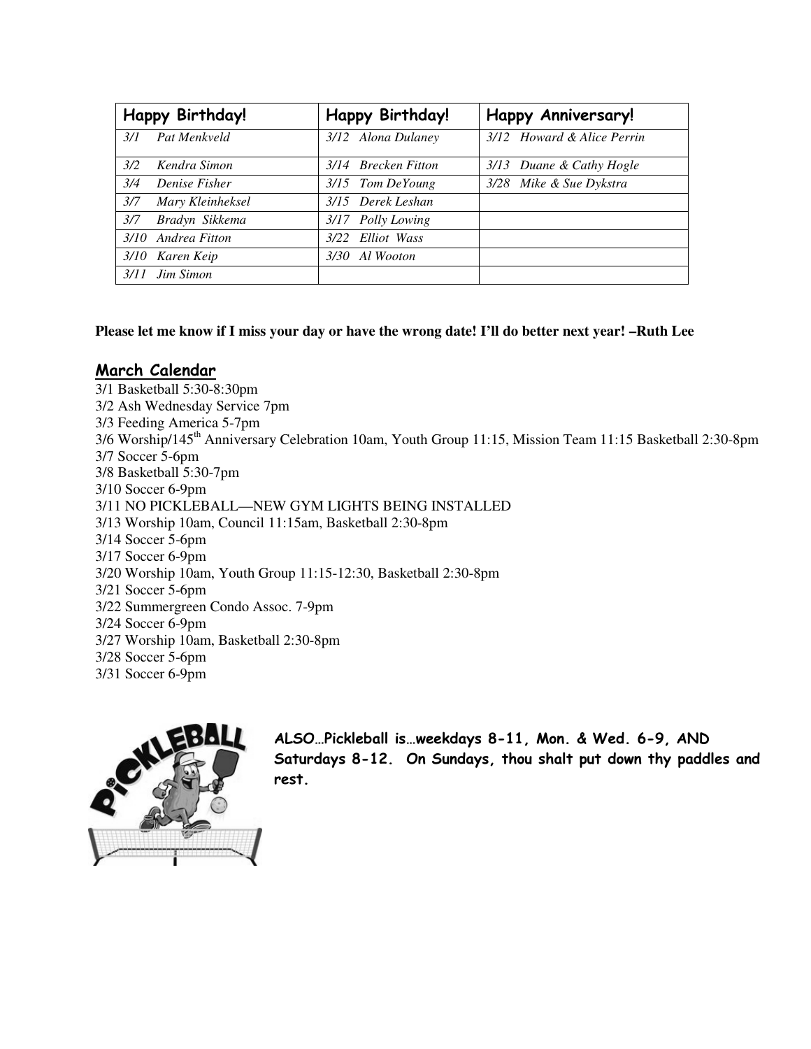| Happy Birthday! | Happy Birthday! | Happy Anniversary! |
|---|---|---|
| *3/1 Pat Menkveld* | *3/12 Alona Dulaney* | *3/12 Howard & Alice Perrin* |
| *3/2 Kendra Simon* | *3/14 Brecken Fitton* | *3/13 Duane & Cathy Hogle* |
| *3/4 Denise Fisher* | *3/15 Tom DeYoung* | *3/28 Mike & Sue Dykstra* |
| *3/7 Mary Kleinheksel* | *3/15 Derek Leshan* | |
| *3/7 Bradyn Sikkema* | *3/17 Polly Lowing* | |
| *3/10 Andrea Fitton* | *3/22 Elliot Wass* | |
| *3/10 Karen Keip* | *3/30 Al Wooton* | |
| *3/11 Jim Simon* | | |

**Please let me know if I miss your day or have the wrong date! I'll do better next year! –Ruth Lee**

## March Calendar

3/1 Basketball 5:30-8:30pm
3/2 Ash Wednesday Service 7pm
3/3 Feeding America 5-7pm
3/6 Worship/145th Anniversary Celebration 10am, Youth Group 11:15, Mission Team 11:15 Basketball 2:30-8pm
3/7 Soccer 5-6pm
3/8 Basketball 5:30-7pm
3/10 Soccer 6-9pm
3/11 NO PICKLEBALL—NEW GYM LIGHTS BEING INSTALLED
3/13 Worship 10am, Council 11:15am, Basketball 2:30-8pm
3/14 Soccer 5-6pm
3/17 Soccer 6-9pm
3/20 Worship 10am, Youth Group 11:15-12:30, Basketball 2:30-8pm
3/21 Soccer 5-6pm
3/22 Summergreen Condo Assoc. 7-9pm
3/24 Soccer 6-9pm
3/27 Worship 10am, Basketball 2:30-8pm
3/28 Soccer 5-6pm
3/31 Soccer 6-9pm

***ALSO…Pickleball is…weekdays 8-11, Mon. & Wed. 6-9, AND Saturdays 8-12. On Sundays, thou shalt put down thy paddles and rest.***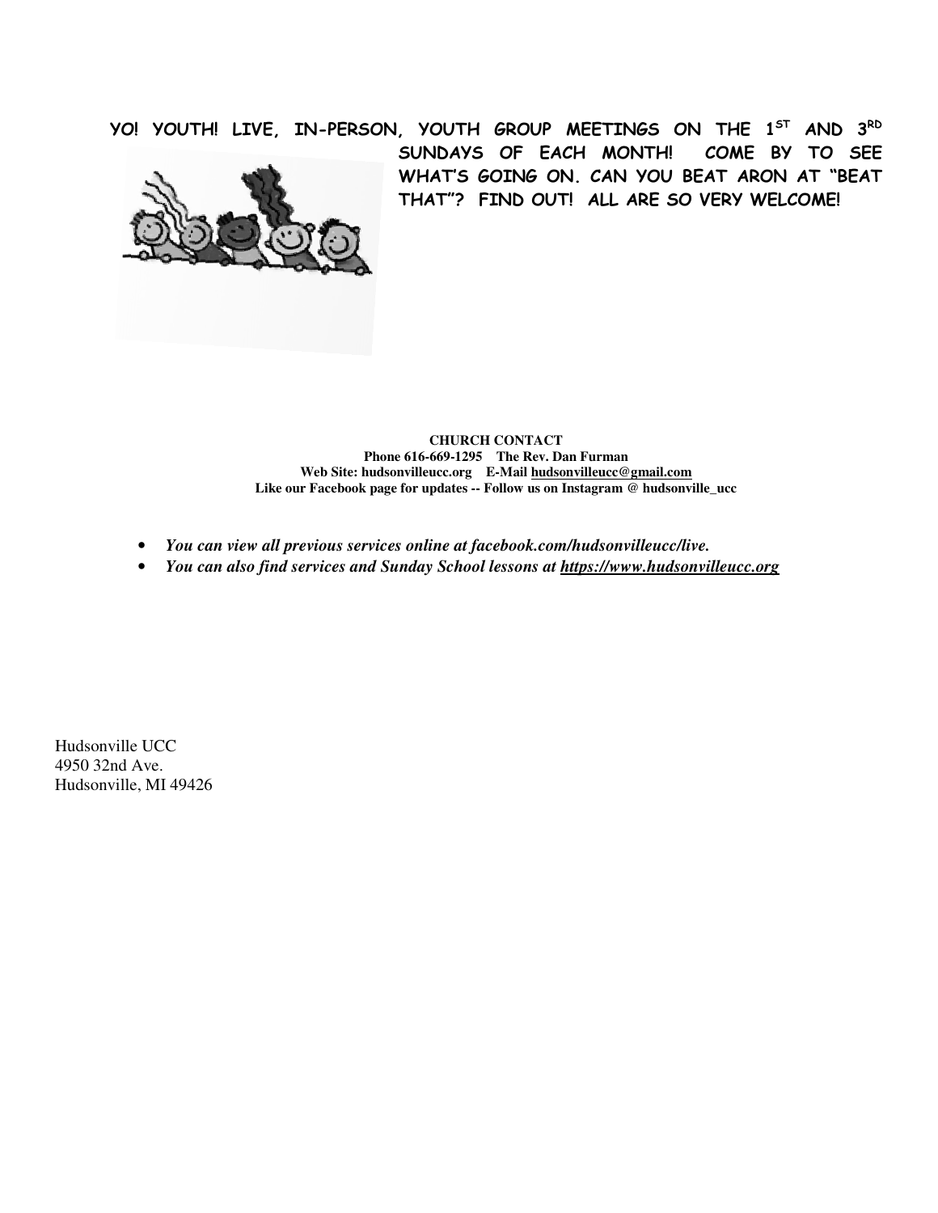**YO! YOUTH! LIVE, IN-PERSON, YOUTH GROUP MEETINGS ON THE 1ST AND 3RD SUNDAYS OF EACH MONTH! COME BY TO SEE WHAT'S GOING ON. CAN YOU BEAT ARON AT "BEAT THAT"? FIND OUT! ALL ARE SO VERY WELCOME!**

**CHURCH CONTACT**
**Phone 616-669-1295 The Rev. Dan Furman**
**Web Site: hudsonvilleucc.org E-Mail hudsonvilleucc@gmail.com**
**Like our Facebook page for updates -- Follow us on Instagram @ hudsonville_ucc**

- ***You can view all previous services online at facebook.com/hudsonvilleucc/live.***
- ***You can also find services and Sunday School lessons at https://www.hudsonvilleucc.org***

Hudsonville UCC
4950 32nd Ave.
Hudsonville, MI 49426